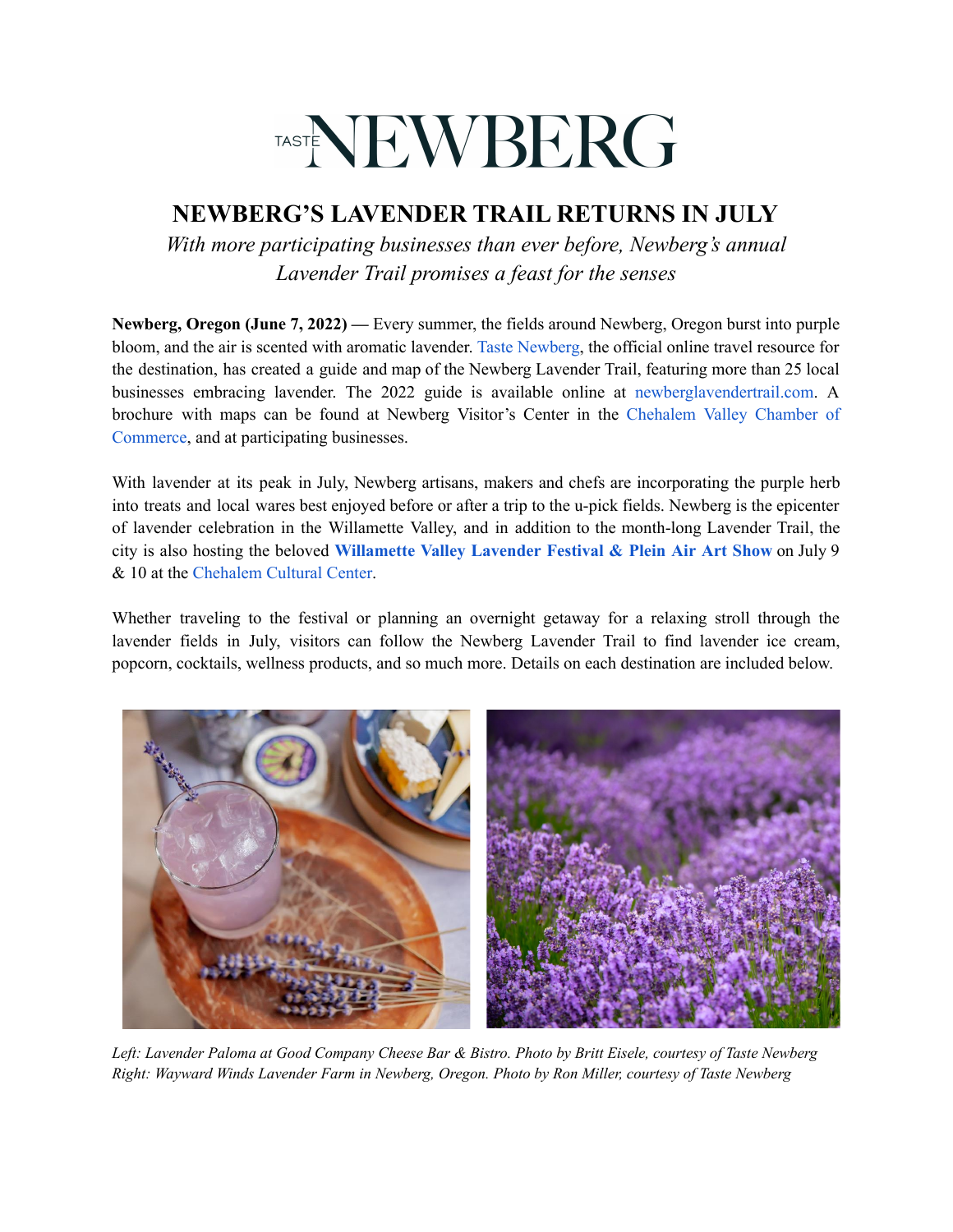TASTE NEWBERG

# NEWBERG'S LAVENDER TRAIL RETURNS IN JULY

*With more participating businesses than ever before, Newberg's annual Lavender Trail promises a feast for the senses*

**Newberg, Oregon (June 7, 2022) —** Every summer, the fields around Newberg, Oregon burst into purple bloom, and the air is scented with aromatic lavender. Taste Newberg, the official online travel resource for the destination, has created a guide and map of the Newberg Lavender Trail, featuring more than 25 local businesses embracing lavender. The 2022 guide is available online at newberglavendertrail.com. A brochure with maps can be found at Newberg Visitor's Center in the Chehalem Valley Chamber of Commerce, and at participating businesses.

With lavender at its peak in July, Newberg artisans, makers and chefs are incorporating the purple herb into treats and local wares best enjoyed before or after a trip to the u-pick fields. Newberg is the epicenter of lavender celebration in the Willamette Valley, and in addition to the month-long Lavender Trail, the city is also hosting the beloved **Willamette Valley Lavender Festival & Plein Air Art Show** on July 9 & 10 at the Chehalem Cultural Center.

Whether traveling to the festival or planning an overnight getaway for a relaxing stroll through the lavender fields in July, visitors can follow the Newberg Lavender Trail to find lavender ice cream, popcorn, cocktails, wellness products, and so much more. Details on each destination are included below.

*Left: Lavender Paloma at Good Company Cheese Bar & Bistro. Photo by Britt Eisele, courtesy of Taste Newberg*
*Right: Wayward Winds Lavender Farm in Newberg, Oregon. Photo by Ron Miller, courtesy of Taste Newberg*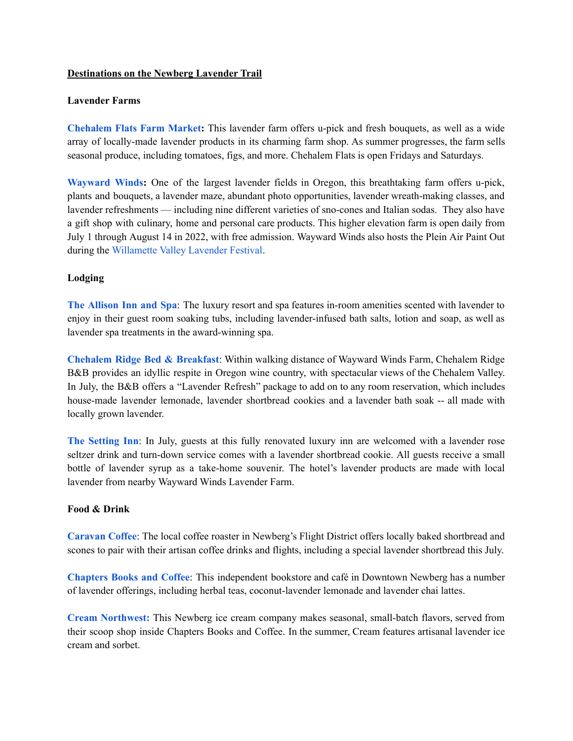## Destinations on the Newberg Lavender Trail

### Lavender Farms

**Chehalem Flats Farm Market:** This lavender farm offers u-pick and fresh bouquets, as well as a wide array of locally-made lavender products in its charming farm shop. As summer progresses, the farm sells seasonal produce, including tomatoes, figs, and more. Chehalem Flats is open Fridays and Saturdays.

**Wayward Winds:** One of the largest lavender fields in Oregon, this breathtaking farm offers u-pick, plants and bouquets, a lavender maze, abundant photo opportunities, lavender wreath-making classes, and lavender refreshments — including nine different varieties of sno-cones and Italian sodas. They also have a gift shop with culinary, home and personal care products. This higher elevation farm is open daily from July 1 through August 14 in 2022, with free admission. Wayward Winds also hosts the Plein Air Paint Out during the Willamette Valley Lavender Festival.

### Lodging

**The Allison Inn and Spa**: The luxury resort and spa features in-room amenities scented with lavender to enjoy in their guest room soaking tubs, including lavender-infused bath salts, lotion and soap, as well as lavender spa treatments in the award-winning spa.

**Chehalem Ridge Bed & Breakfast**: Within walking distance of Wayward Winds Farm, Chehalem Ridge B&B provides an idyllic respite in Oregon wine country, with spectacular views of the Chehalem Valley. In July, the B&B offers a "Lavender Refresh" package to add on to any room reservation, which includes house-made lavender lemonade, lavender shortbread cookies and a lavender bath soak -- all made with locally grown lavender.

**The Setting Inn**: In July, guests at this fully renovated luxury inn are welcomed with a lavender rose seltzer drink and turn-down service comes with a lavender shortbread cookie. All guests receive a small bottle of lavender syrup as a take-home souvenir. The hotel's lavender products are made with local lavender from nearby Wayward Winds Lavender Farm.

### Food & Drink

**Caravan Coffee**: The local coffee roaster in Newberg's Flight District offers locally baked shortbread and scones to pair with their artisan coffee drinks and flights, including a special lavender shortbread this July.

**Chapters Books and Coffee**: This independent bookstore and café in Downtown Newberg has a number of lavender offerings, including herbal teas, coconut-lavender lemonade and lavender chai lattes.

**Cream Northwest:** This Newberg ice cream company makes seasonal, small-batch flavors, served from their scoop shop inside Chapters Books and Coffee. In the summer, Cream features artisanal lavender ice cream and sorbet.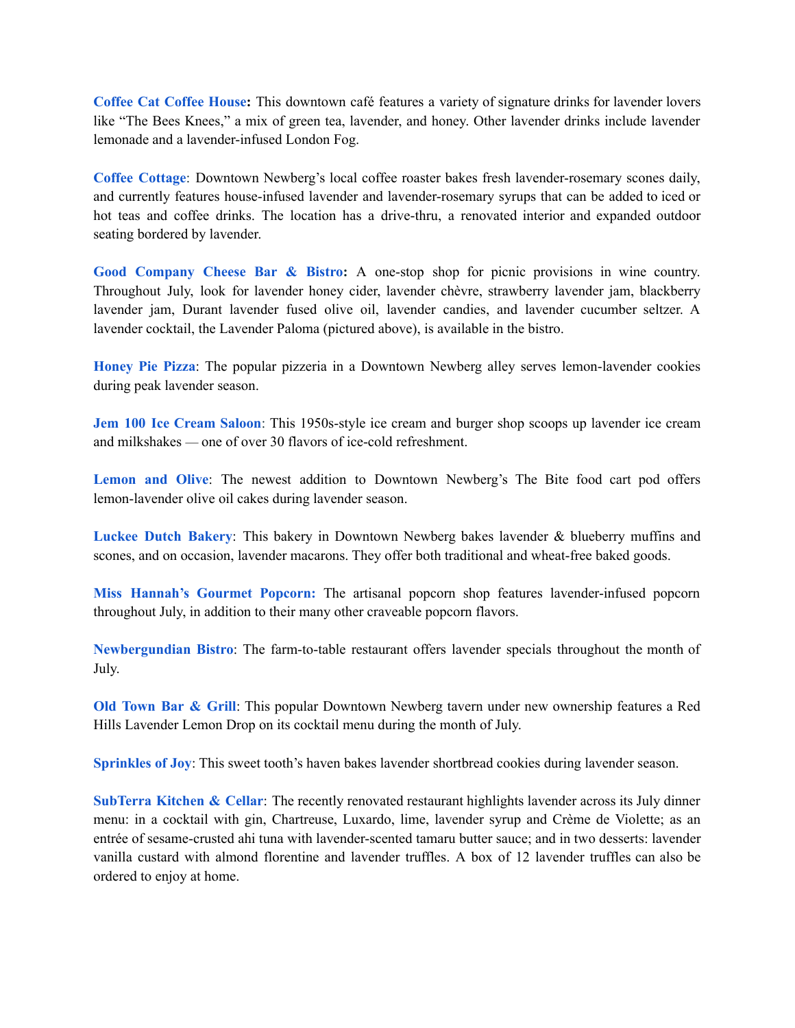**Coffee Cat Coffee House:** This downtown café features a variety of signature drinks for lavender lovers like "The Bees Knees," a mix of green tea, lavender, and honey. Other lavender drinks include lavender lemonade and a lavender-infused London Fog.

**Coffee Cottage**: Downtown Newberg's local coffee roaster bakes fresh lavender-rosemary scones daily, and currently features house-infused lavender and lavender-rosemary syrups that can be added to iced or hot teas and coffee drinks. The location has a drive-thru, a renovated interior and expanded outdoor seating bordered by lavender.

**Good Company Cheese Bar & Bistro:** A one-stop shop for picnic provisions in wine country. Throughout July, look for lavender honey cider, lavender chèvre, strawberry lavender jam, blackberry lavender jam, Durant lavender fused olive oil, lavender candies, and lavender cucumber seltzer. A lavender cocktail, the Lavender Paloma (pictured above), is available in the bistro.

**Honey Pie Pizza**: The popular pizzeria in a Downtown Newberg alley serves lemon-lavender cookies during peak lavender season.

**Jem 100 Ice Cream Saloon**: This 1950s-style ice cream and burger shop scoops up lavender ice cream and milkshakes — one of over 30 flavors of ice-cold refreshment.

**Lemon and Olive**: The newest addition to Downtown Newberg's The Bite food cart pod offers lemon-lavender olive oil cakes during lavender season.

**Luckee Dutch Bakery**: This bakery in Downtown Newberg bakes lavender & blueberry muffins and scones, and on occasion, lavender macarons. They offer both traditional and wheat-free baked goods.

**Miss Hannah's Gourmet Popcorn:** The artisanal popcorn shop features lavender-infused popcorn throughout July, in addition to their many other craveable popcorn flavors.

**Newbergundian Bistro**: The farm-to-table restaurant offers lavender specials throughout the month of July.

**Old Town Bar & Grill**: This popular Downtown Newberg tavern under new ownership features a Red Hills Lavender Lemon Drop on its cocktail menu during the month of July.

**Sprinkles of Joy**: This sweet tooth's haven bakes lavender shortbread cookies during lavender season.

**SubTerra Kitchen & Cellar**: The recently renovated restaurant highlights lavender across its July dinner menu: in a cocktail with gin, Chartreuse, Luxardo, lime, lavender syrup and Crème de Violette; as an entrée of sesame-crusted ahi tuna with lavender-scented tamaru butter sauce; and in two desserts: lavender vanilla custard with almond florentine and lavender truffles. A box of 12 lavender truffles can also be ordered to enjoy at home.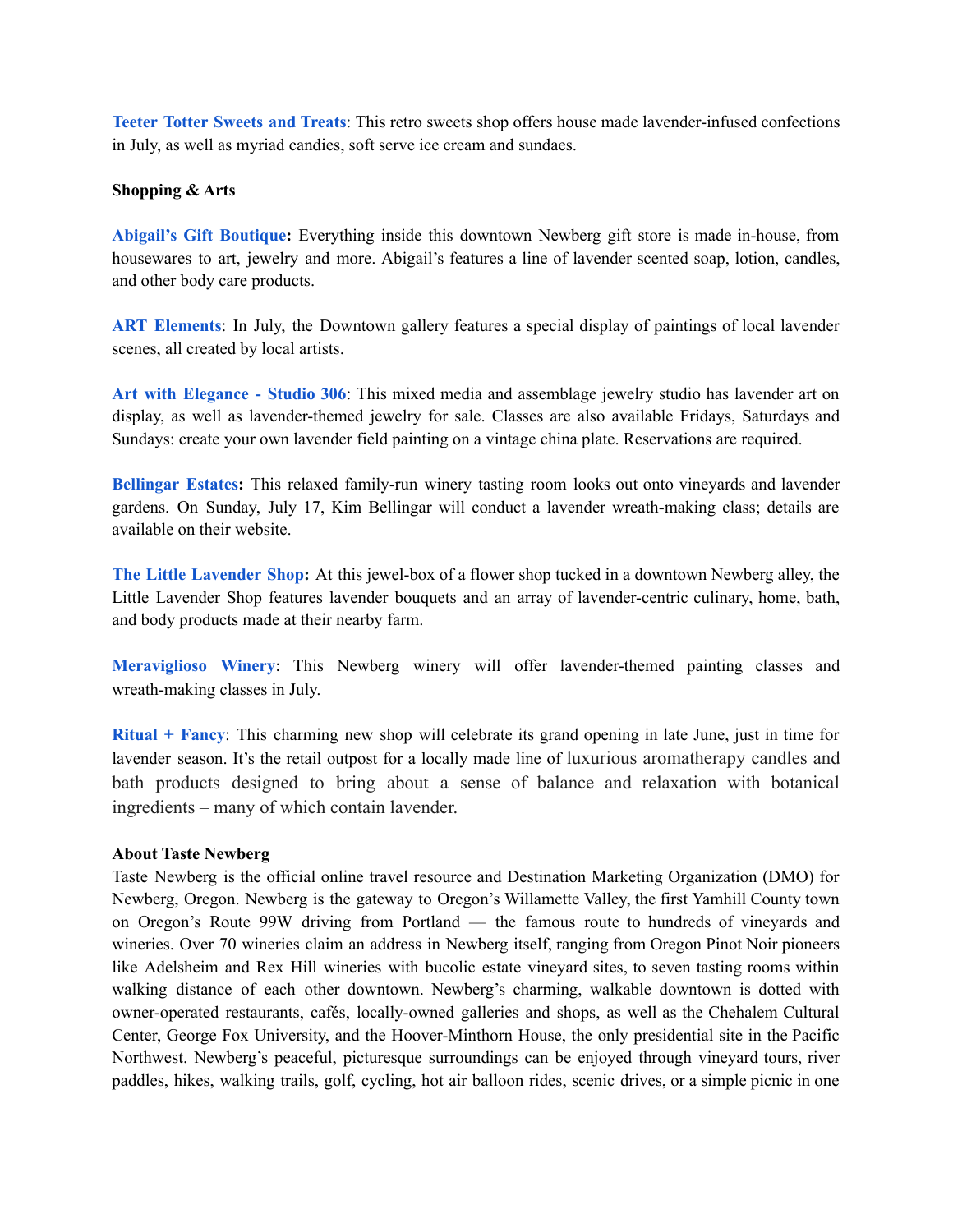**Teeter Totter Sweets and Treats**: This retro sweets shop offers house made lavender-infused confections in July, as well as myriad candies, soft serve ice cream and sundaes.

**Shopping & Arts**

**Abigail's Gift Boutique:** Everything inside this downtown Newberg gift store is made in-house, from housewares to art, jewelry and more. Abigail's features a line of lavender scented soap, lotion, candles, and other body care products.

**ART Elements**: In July, the Downtown gallery features a special display of paintings of local lavender scenes, all created by local artists.

**Art with Elegance - Studio 306**: This mixed media and assemblage jewelry studio has lavender art on display, as well as lavender-themed jewelry for sale. Classes are also available Fridays, Saturdays and Sundays: create your own lavender field painting on a vintage china plate. Reservations are required.

**Bellingar Estates:** This relaxed family-run winery tasting room looks out onto vineyards and lavender gardens. On Sunday, July 17, Kim Bellingar will conduct a lavender wreath-making class; details are available on their website.

**The Little Lavender Shop:** At this jewel-box of a flower shop tucked in a downtown Newberg alley, the Little Lavender Shop features lavender bouquets and an array of lavender-centric culinary, home, bath, and body products made at their nearby farm.

**Meraviglioso Winery**: This Newberg winery will offer lavender-themed painting classes and wreath-making classes in July.

**Ritual + Fancy**: This charming new shop will celebrate its grand opening in late June, just in time for lavender season. It's the retail outpost for a locally made line of luxurious aromatherapy candles and bath products designed to bring about a sense of balance and relaxation with botanical ingredients – many of which contain lavender.

**About Taste Newberg**

Taste Newberg is the official online travel resource and Destination Marketing Organization (DMO) for Newberg, Oregon. Newberg is the gateway to Oregon's Willamette Valley, the first Yamhill County town on Oregon's Route 99W driving from Portland — the famous route to hundreds of vineyards and wineries. Over 70 wineries claim an address in Newberg itself, ranging from Oregon Pinot Noir pioneers like Adelsheim and Rex Hill wineries with bucolic estate vineyard sites, to seven tasting rooms within walking distance of each other downtown. Newberg's charming, walkable downtown is dotted with owner-operated restaurants, cafés, locally-owned galleries and shops, as well as the Chehalem Cultural Center, George Fox University, and the Hoover-Minthorn House, the only presidential site in the Pacific Northwest. Newberg's peaceful, picturesque surroundings can be enjoyed through vineyard tours, river paddles, hikes, walking trails, golf, cycling, hot air balloon rides, scenic drives, or a simple picnic in one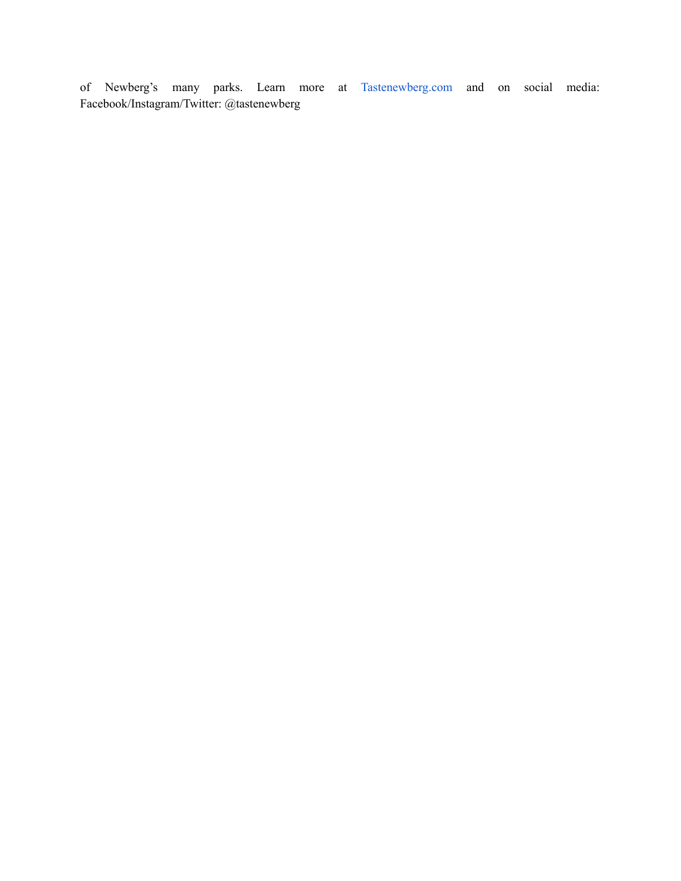of Newberg's many parks. Learn more at Tastenewberg.com and on social media: Facebook/Instagram/Twitter: @tastenewberg